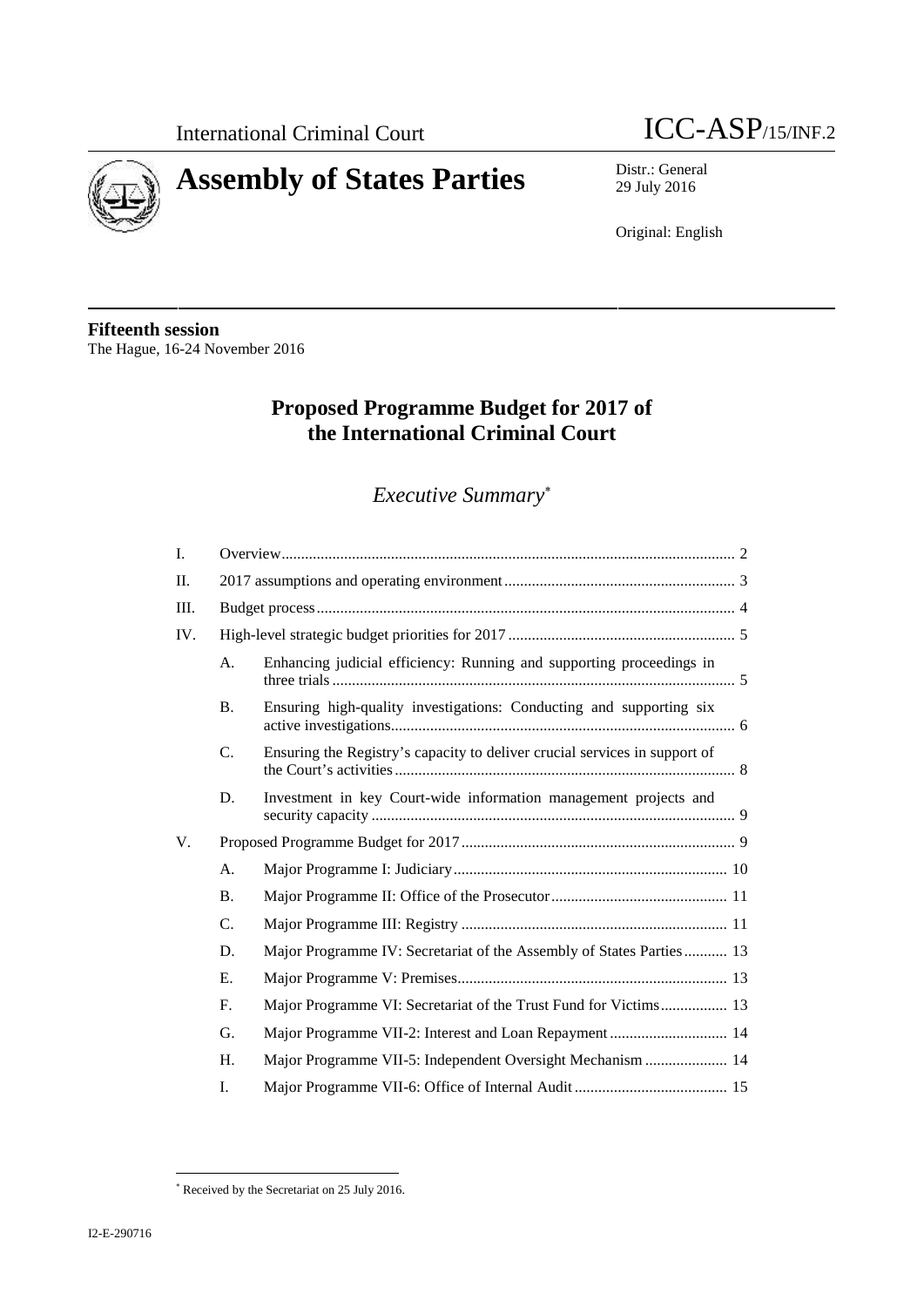International Criminal Court ICC-ASP/15/INF.2

# Assembly of States Parties

Distr.: General
29 July 2016

Original: English

**Fifteenth session**
The Hague, 16-24 November 2016

## Proposed Programme Budget for 2017 of the International Criminal Court

### *Executive Summary*[*]

| | | | |
|---|---|---|---|
| I. | | Overview | 2 |
| II. | | 2017 assumptions and operating environment | 3 |
| III. | | Budget process | 4 |
| IV. | | High-level strategic budget priorities for 2017 | 5 |
| | A. | Enhancing judicial efficiency: Running and supporting proceedings in three trials | 5 |
| | B. | Ensuring high-quality investigations: Conducting and supporting six active investigations | 6 |
| | C. | Ensuring the Registry's capacity to deliver crucial services in support of the Court's activities | 8 |
| | D. | Investment in key Court-wide information management projects and security capacity | 9 |
| V. | | Proposed Programme Budget for 2017 | 9 |
| | A. | Major Programme I: Judiciary | 10 |
| | B. | Major Programme II: Office of the Prosecutor | 11 |
| | C. | Major Programme III: Registry | 11 |
| | D. | Major Programme IV: Secretariat of the Assembly of States Parties | 13 |
| | E. | Major Programme V: Premises | 13 |
| | F. | Major Programme VI: Secretariat of the Trust Fund for Victims | 13 |
| | G. | Major Programme VII-2: Interest and Loan Repayment | 14 |
| | H. | Major Programme VII-5: Independent Oversight Mechanism | 14 |
| | I. | Major Programme VII-6: Office of Internal Audit | 15 |

[*] Received by the Secretariat on 25 July 2016.

I2-E-290716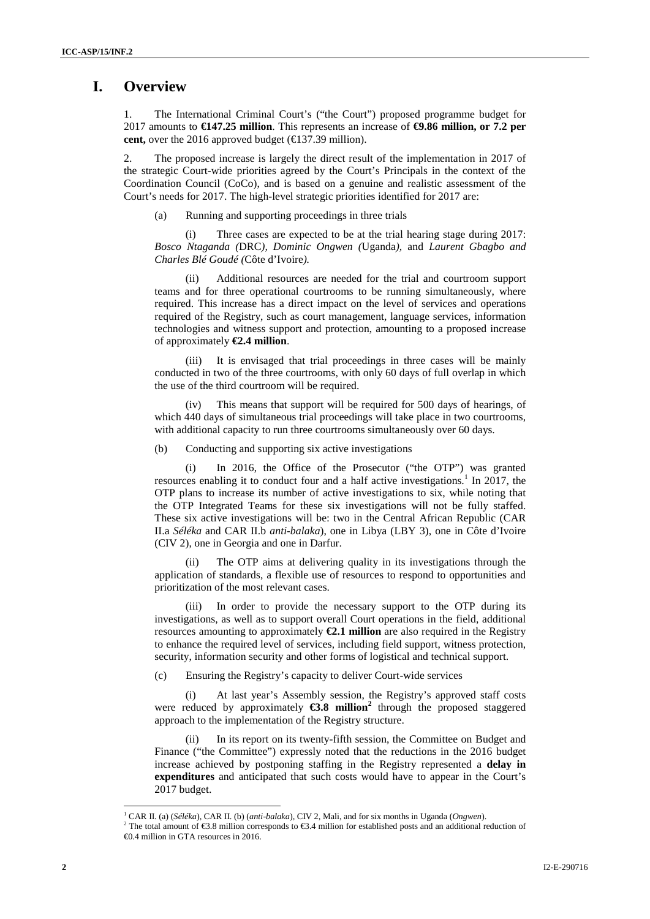# I. Overview

1. The International Criminal Court's ("the Court") proposed programme budget for 2017 amounts to **€147.25 million**. This represents an increase of **€9.86 million, or 7.2 per cent,** over the 2016 approved budget (€137.39 million).

2. The proposed increase is largely the direct result of the implementation in 2017 of the strategic Court-wide priorities agreed by the Court's Principals in the context of the Coordination Council (CoCo), and is based on a genuine and realistic assessment of the Court's needs for 2017. The high-level strategic priorities identified for 2017 are:

(a) Running and supporting proceedings in three trials

(i) Three cases are expected to be at the trial hearing stage during 2017: *Bosco Ntaganda (*DRC*), Dominic Ongwen (*Uganda*),* and *Laurent Gbagbo and Charles Blé Goudé (*Côte d'Ivoire*).*

(ii) Additional resources are needed for the trial and courtroom support teams and for three operational courtrooms to be running simultaneously, where required. This increase has a direct impact on the level of services and operations required of the Registry, such as court management, language services, information technologies and witness support and protection, amounting to a proposed increase of approximately **€2.4 million**.

(iii) It is envisaged that trial proceedings in three cases will be mainly conducted in two of the three courtrooms, with only 60 days of full overlap in which the use of the third courtroom will be required.

(iv) This means that support will be required for 500 days of hearings, of which 440 days of simultaneous trial proceedings will take place in two courtrooms, with additional capacity to run three courtrooms simultaneously over 60 days.

(b) Conducting and supporting six active investigations

(i) In 2016, the Office of the Prosecutor ("the OTP") was granted resources enabling it to conduct four and a half active investigations.[1] In 2017, the OTP plans to increase its number of active investigations to six, while noting that the OTP Integrated Teams for these six investigations will not be fully staffed. These six active investigations will be: two in the Central African Republic (CAR II.a *Séléka* and CAR II.b *anti-balaka*), one in Libya (LBY 3), one in Côte d'Ivoire (CIV 2), one in Georgia and one in Darfur.

(ii) The OTP aims at delivering quality in its investigations through the application of standards, a flexible use of resources to respond to opportunities and prioritization of the most relevant cases.

(iii) In order to provide the necessary support to the OTP during its investigations, as well as to support overall Court operations in the field, additional resources amounting to approximately **€2.1 million** are also required in the Registry to enhance the required level of services, including field support, witness protection, security, information security and other forms of logistical and technical support.

(c) Ensuring the Registry's capacity to deliver Court-wide services

(i) At last year's Assembly session, the Registry's approved staff costs were reduced by approximately **€3.8 million**[2] through the proposed staggered approach to the implementation of the Registry structure.

(ii) In its report on its twenty-fifth session, the Committee on Budget and Finance ("the Committee") expressly noted that the reductions in the 2016 budget increase achieved by postponing staffing in the Registry represented a **delay in expenditures** and anticipated that such costs would have to appear in the Court's 2017 budget.

---

[1] CAR II. (a) (*Séléka*), CAR II. (b) (*anti-balaka*), CIV 2, Mali, and for six months in Uganda (*Ongwen*).

[2] The total amount of €3.8 million corresponds to €3.4 million for established posts and an additional reduction of €0.4 million in GTA resources in 2016.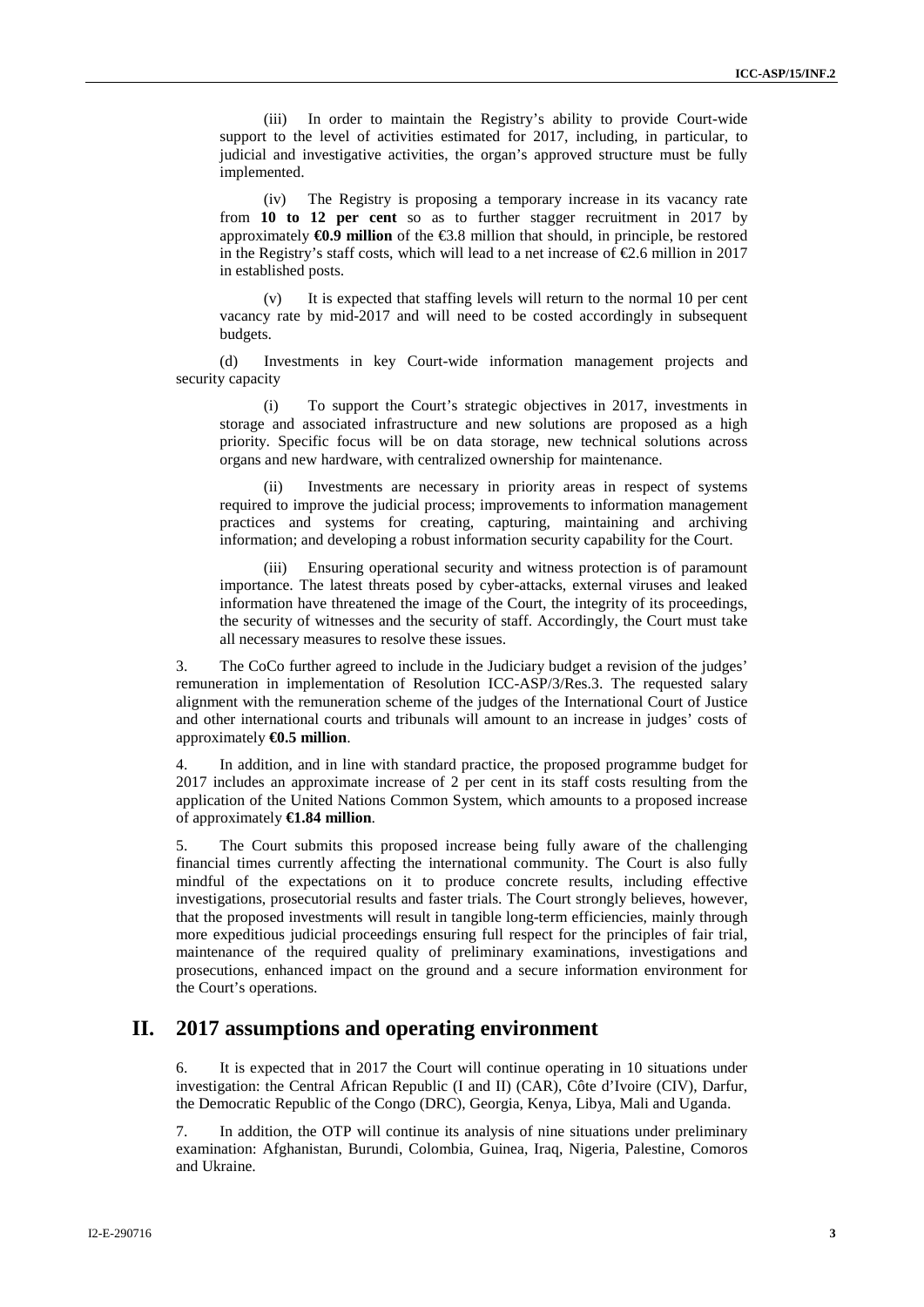(iii) In order to maintain the Registry's ability to provide Court-wide support to the level of activities estimated for 2017, including, in particular, to judicial and investigative activities, the organ's approved structure must be fully implemented.

(iv) The Registry is proposing a temporary increase in its vacancy rate from **10 to 12 per cent** so as to further stagger recruitment in 2017 by approximately **€0.9 million** of the €3.8 million that should, in principle, be restored in the Registry's staff costs, which will lead to a net increase of €2.6 million in 2017 in established posts.

(v) It is expected that staffing levels will return to the normal 10 per cent vacancy rate by mid-2017 and will need to be costed accordingly in subsequent budgets.

(d) Investments in key Court-wide information management projects and security capacity

(i) To support the Court's strategic objectives in 2017, investments in storage and associated infrastructure and new solutions are proposed as a high priority. Specific focus will be on data storage, new technical solutions across organs and new hardware, with centralized ownership for maintenance.

(ii) Investments are necessary in priority areas in respect of systems required to improve the judicial process; improvements to information management practices and systems for creating, capturing, maintaining and archiving information; and developing a robust information security capability for the Court.

(iii) Ensuring operational security and witness protection is of paramount importance. The latest threats posed by cyber-attacks, external viruses and leaked information have threatened the image of the Court, the integrity of its proceedings, the security of witnesses and the security of staff. Accordingly, the Court must take all necessary measures to resolve these issues.

3. The CoCo further agreed to include in the Judiciary budget a revision of the judges' remuneration in implementation of Resolution ICC-ASP/3/Res.3. The requested salary alignment with the remuneration scheme of the judges of the International Court of Justice and other international courts and tribunals will amount to an increase in judges' costs of approximately **€0.5 million**.

4. In addition, and in line with standard practice, the proposed programme budget for 2017 includes an approximate increase of 2 per cent in its staff costs resulting from the application of the United Nations Common System, which amounts to a proposed increase of approximately **€1.84 million**.

5. The Court submits this proposed increase being fully aware of the challenging financial times currently affecting the international community. The Court is also fully mindful of the expectations on it to produce concrete results, including effective investigations, prosecutorial results and faster trials. The Court strongly believes, however, that the proposed investments will result in tangible long-term efficiencies, mainly through more expeditious judicial proceedings ensuring full respect for the principles of fair trial, maintenance of the required quality of preliminary examinations, investigations and prosecutions, enhanced impact on the ground and a secure information environment for the Court's operations.

## II. 2017 assumptions and operating environment

6. It is expected that in 2017 the Court will continue operating in 10 situations under investigation: the Central African Republic (I and II) (CAR), Côte d'Ivoire (CIV), Darfur, the Democratic Republic of the Congo (DRC), Georgia, Kenya, Libya, Mali and Uganda.

7. In addition, the OTP will continue its analysis of nine situations under preliminary examination: Afghanistan, Burundi, Colombia, Guinea, Iraq, Nigeria, Palestine, Comoros and Ukraine.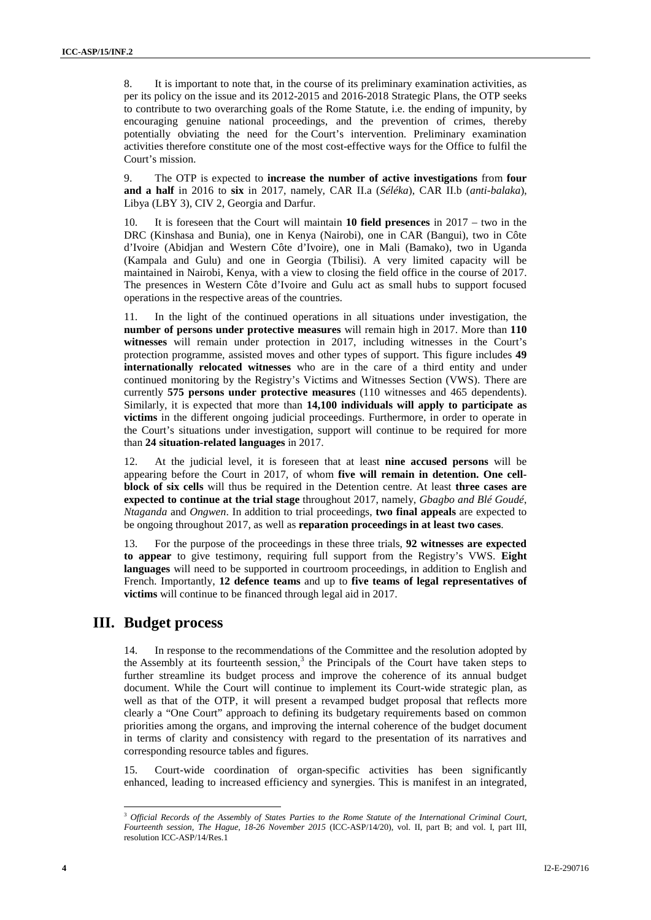8. It is important to note that, in the course of its preliminary examination activities, as per its policy on the issue and its 2012-2015 and 2016-2018 Strategic Plans, the OTP seeks to contribute to two overarching goals of the Rome Statute, i.e. the ending of impunity, by encouraging genuine national proceedings, and the prevention of crimes, thereby potentially obviating the need for the Court's intervention. Preliminary examination activities therefore constitute one of the most cost-effective ways for the Office to fulfil the Court's mission.

9. The OTP is expected to **increase the number of active investigations** from **four and a half** in 2016 to **six** in 2017, namely, CAR II.a (*Séléka*), CAR II.b (*anti-balaka*), Libya (LBY 3), CIV 2, Georgia and Darfur.

10. It is foreseen that the Court will maintain **10 field presences** in 2017 – two in the DRC (Kinshasa and Bunia), one in Kenya (Nairobi), one in CAR (Bangui), two in Côte d'Ivoire (Abidjan and Western Côte d'Ivoire), one in Mali (Bamako), two in Uganda (Kampala and Gulu) and one in Georgia (Tbilisi). A very limited capacity will be maintained in Nairobi, Kenya, with a view to closing the field office in the course of 2017. The presences in Western Côte d'Ivoire and Gulu act as small hubs to support focused operations in the respective areas of the countries.

11. In the light of the continued operations in all situations under investigation, the **number of persons under protective measures** will remain high in 2017. More than **110 witnesses** will remain under protection in 2017, including witnesses in the Court's protection programme, assisted moves and other types of support. This figure includes **49 internationally relocated witnesses** who are in the care of a third entity and under continued monitoring by the Registry's Victims and Witnesses Section (VWS). There are currently **575 persons under protective measures** (110 witnesses and 465 dependents). Similarly, it is expected that more than **14,100 individuals will apply to participate as victims** in the different ongoing judicial proceedings. Furthermore, in order to operate in the Court's situations under investigation, support will continue to be required for more than **24 situation-related languages** in 2017.

12. At the judicial level, it is foreseen that at least **nine accused persons** will be appearing before the Court in 2017, of whom **five will remain in detention. One cell-block of six cells** will thus be required in the Detention centre. At least **three cases are expected to continue at the trial stage** throughout 2017, namely, *Gbagbo and Blé Goudé*, *Ntaganda* and *Ongwen*. In addition to trial proceedings, **two final appeals** are expected to be ongoing throughout 2017, as well as **reparation proceedings in at least two cases**.

13. For the purpose of the proceedings in these three trials, **92 witnesses are expected to appear** to give testimony, requiring full support from the Registry's VWS. **Eight languages** will need to be supported in courtroom proceedings, in addition to English and French. Importantly, **12 defence teams** and up to **five teams of legal representatives of victims** will continue to be financed through legal aid in 2017.

## III. Budget process

14. In response to the recommendations of the Committee and the resolution adopted by the Assembly at its fourteenth session,[3] the Principals of the Court have taken steps to further streamline its budget process and improve the coherence of its annual budget document. While the Court will continue to implement its Court-wide strategic plan, as well as that of the OTP, it will present a revamped budget proposal that reflects more clearly a "One Court" approach to defining its budgetary requirements based on common priorities among the organs, and improving the internal coherence of the budget document in terms of clarity and consistency with regard to the presentation of its narratives and corresponding resource tables and figures.

15. Court-wide coordination of organ-specific activities has been significantly enhanced, leading to increased efficiency and synergies. This is manifest in an integrated,

[3] *Official Records of the Assembly of States Parties to the Rome Statute of the International Criminal Court, Fourteenth session, The Hague, 18-26 November 2015* (ICC-ASP/14/20), vol. II, part B; and vol. I, part III, resolution ICC-ASP/14/Res.1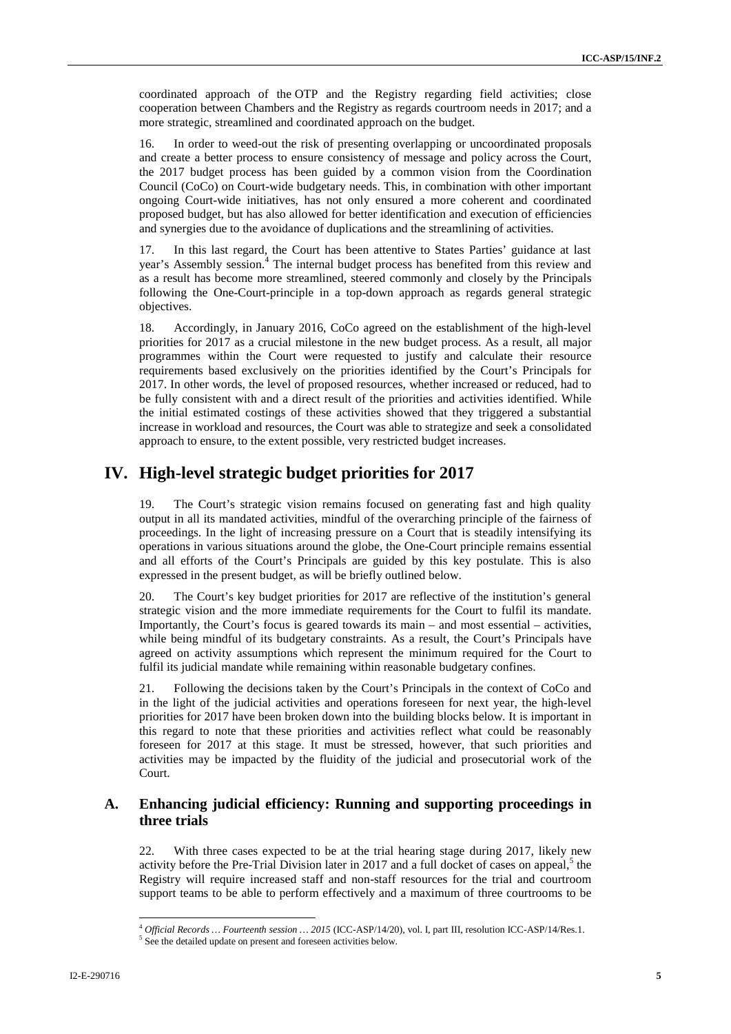coordinated approach of the OTP and the Registry regarding field activities; close cooperation between Chambers and the Registry as regards courtroom needs in 2017; and a more strategic, streamlined and coordinated approach on the budget.

16. In order to weed-out the risk of presenting overlapping or uncoordinated proposals and create a better process to ensure consistency of message and policy across the Court, the 2017 budget process has been guided by a common vision from the Coordination Council (CoCo) on Court-wide budgetary needs. This, in combination with other important ongoing Court-wide initiatives, has not only ensured a more coherent and coordinated proposed budget, but has also allowed for better identification and execution of efficiencies and synergies due to the avoidance of duplications and the streamlining of activities.

17. In this last regard, the Court has been attentive to States Parties' guidance at last year's Assembly session.[4] The internal budget process has benefited from this review and as a result has become more streamlined, steered commonly and closely by the Principals following the One-Court-principle in a top-down approach as regards general strategic objectives.

18. Accordingly, in January 2016, CoCo agreed on the establishment of the high-level priorities for 2017 as a crucial milestone in the new budget process. As a result, all major programmes within the Court were requested to justify and calculate their resource requirements based exclusively on the priorities identified by the Court's Principals for 2017. In other words, the level of proposed resources, whether increased or reduced, had to be fully consistent with and a direct result of the priorities and activities identified. While the initial estimated costings of these activities showed that they triggered a substantial increase in workload and resources, the Court was able to strategize and seek a consolidated approach to ensure, to the extent possible, very restricted budget increases.

# IV. High-level strategic budget priorities for 2017

19. The Court's strategic vision remains focused on generating fast and high quality output in all its mandated activities, mindful of the overarching principle of the fairness of proceedings. In the light of increasing pressure on a Court that is steadily intensifying its operations in various situations around the globe, the One-Court principle remains essential and all efforts of the Court's Principals are guided by this key postulate. This is also expressed in the present budget, as will be briefly outlined below.

20. The Court's key budget priorities for 2017 are reflective of the institution's general strategic vision and the more immediate requirements for the Court to fulfil its mandate. Importantly, the Court's focus is geared towards its main – and most essential – activities, while being mindful of its budgetary constraints. As a result, the Court's Principals have agreed on activity assumptions which represent the minimum required for the Court to fulfil its judicial mandate while remaining within reasonable budgetary confines.

21. Following the decisions taken by the Court's Principals in the context of CoCo and in the light of the judicial activities and operations foreseen for next year, the high-level priorities for 2017 have been broken down into the building blocks below. It is important in this regard to note that these priorities and activities reflect what could be reasonably foreseen for 2017 at this stage. It must be stressed, however, that such priorities and activities may be impacted by the fluidity of the judicial and prosecutorial work of the Court.

## A. Enhancing judicial efficiency: Running and supporting proceedings in three trials

22. With three cases expected to be at the trial hearing stage during 2017, likely new activity before the Pre-Trial Division later in 2017 and a full docket of cases on appeal,[5] the Registry will require increased staff and non-staff resources for the trial and courtroom support teams to be able to perform effectively and a maximum of three courtrooms to be

[4] *Official Records … Fourteenth session … 2015* (ICC-ASP/14/20), vol. I, part III, resolution ICC-ASP/14/Res.1.

[5] See the detailed update on present and foreseen activities below.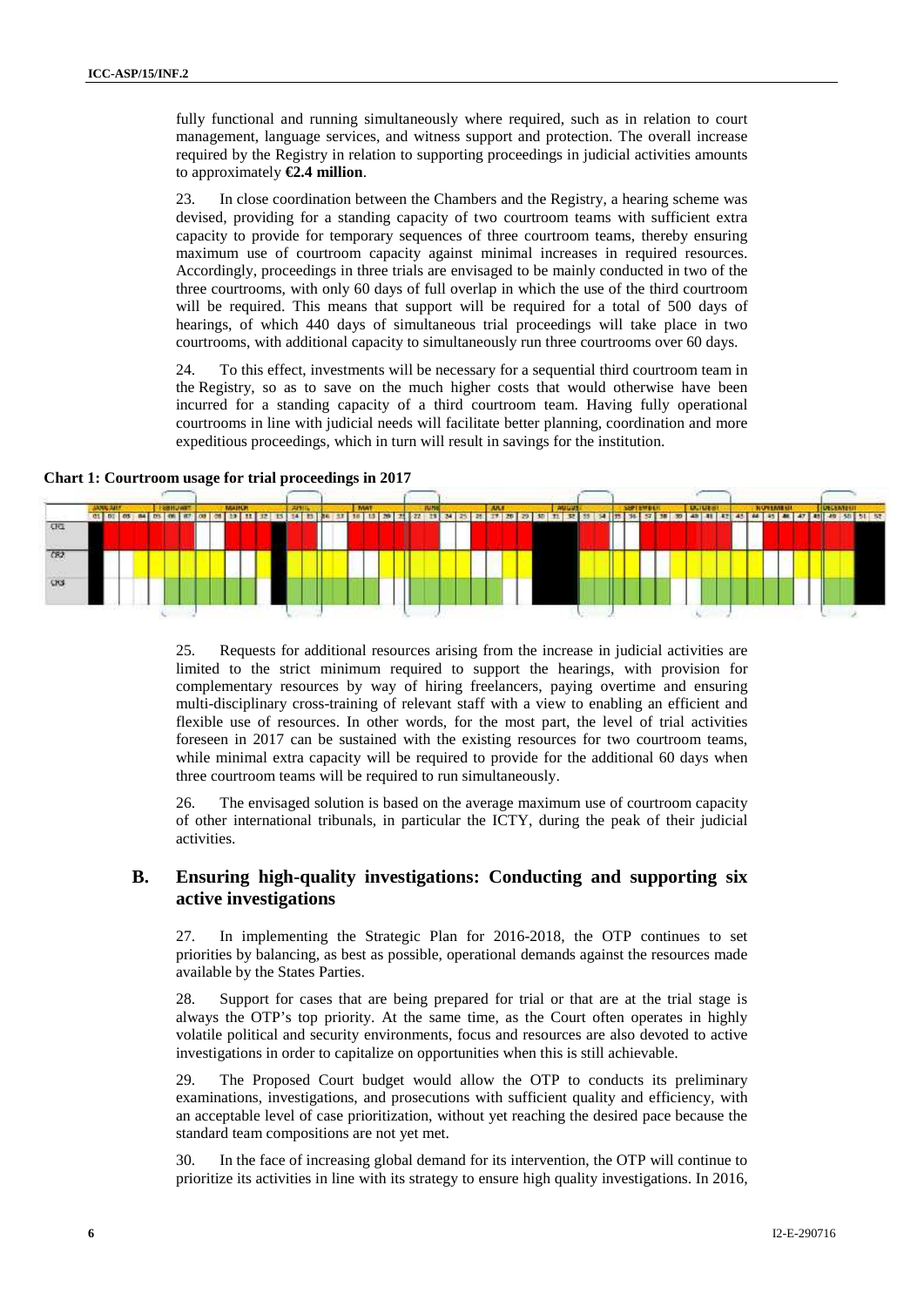fully functional and running simultaneously where required, such as in relation to court management, language services, and witness support and protection. The overall increase required by the Registry in relation to supporting proceedings in judicial activities amounts to approximately **€2.4 million**.

23. In close coordination between the Chambers and the Registry, a hearing scheme was devised, providing for a standing capacity of two courtroom teams with sufficient extra capacity to provide for temporary sequences of three courtroom teams, thereby ensuring maximum use of courtroom capacity against minimal increases in required resources. Accordingly, proceedings in three trials are envisaged to be mainly conducted in two of the three courtrooms, with only 60 days of full overlap in which the use of the third courtroom will be required. This means that support will be required for a total of 500 days of hearings, of which 440 days of simultaneous trial proceedings will take place in two courtrooms, with additional capacity to simultaneously run three courtrooms over 60 days.

24. To this effect, investments will be necessary for a sequential third courtroom team in the Registry, so as to save on the much higher costs that would otherwise have been incurred for a standing capacity of a third courtroom team. Having fully operational courtrooms in line with judicial needs will facilitate better planning, coordination and more expeditious proceedings, which in turn will result in savings for the institution.

**Chart 1: Courtroom usage for trial proceedings in 2017**

JANUARY FEBRUARY MARCH APRIL MAY JUNE JULY AUGUST SEPTEMBER OCTOBER NOVEMBER DECEMBER

01 02 03 04 05 06 07 08 09 10 11 12 13 14 15 16 17 18 19 20 21 22 23 24 25 26 27 28 29 30 31 32 33 34 35 36 37 38 39 40 41 42 43 44 45 46 47 48 49 50 51 52

CR1

CR2

CR3

25. Requests for additional resources arising from the increase in judicial activities are limited to the strict minimum required to support the hearings, with provision for complementary resources by way of hiring freelancers, paying overtime and ensuring multi-disciplinary cross-training of relevant staff with a view to enabling an efficient and flexible use of resources. In other words, for the most part, the level of trial activities foreseen in 2017 can be sustained with the existing resources for two courtroom teams, while minimal extra capacity will be required to provide for the additional 60 days when three courtroom teams will be required to run simultaneously.

26. The envisaged solution is based on the average maximum use of courtroom capacity of other international tribunals, in particular the ICTY, during the peak of their judicial activities.

## B. Ensuring high-quality investigations: Conducting and supporting six active investigations

27. In implementing the Strategic Plan for 2016-2018, the OTP continues to set priorities by balancing, as best as possible, operational demands against the resources made available by the States Parties.

28. Support for cases that are being prepared for trial or that are at the trial stage is always the OTP's top priority. At the same time, as the Court often operates in highly volatile political and security environments, focus and resources are also devoted to active investigations in order to capitalize on opportunities when this is still achievable.

29. The Proposed Court budget would allow the OTP to conducts its preliminary examinations, investigations, and prosecutions with sufficient quality and efficiency, with an acceptable level of case prioritization, without yet reaching the desired pace because the standard team compositions are not yet met.

30. In the face of increasing global demand for its intervention, the OTP will continue to prioritize its activities in line with its strategy to ensure high quality investigations. In 2016,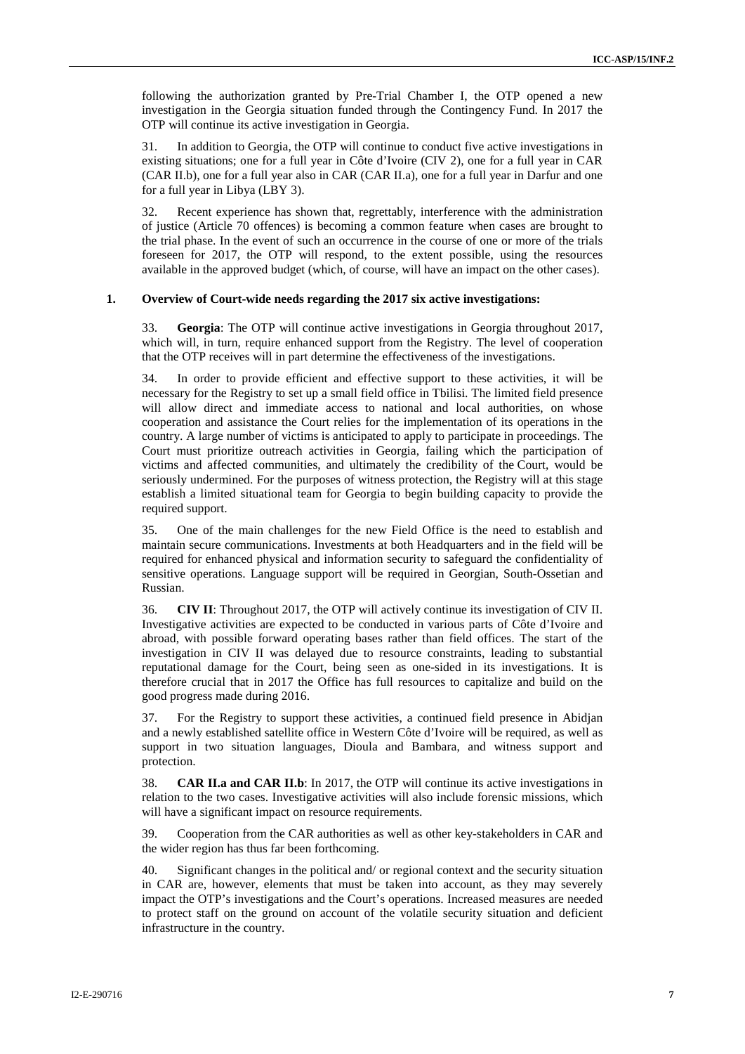following the authorization granted by Pre-Trial Chamber I, the OTP opened a new investigation in the Georgia situation funded through the Contingency Fund. In 2017 the OTP will continue its active investigation in Georgia.

31. In addition to Georgia, the OTP will continue to conduct five active investigations in existing situations; one for a full year in Côte d'Ivoire (CIV 2), one for a full year in CAR (CAR II.b), one for a full year also in CAR (CAR II.a), one for a full year in Darfur and one for a full year in Libya (LBY 3).

32. Recent experience has shown that, regrettably, interference with the administration of justice (Article 70 offences) is becoming a common feature when cases are brought to the trial phase. In the event of such an occurrence in the course of one or more of the trials foreseen for 2017, the OTP will respond, to the extent possible, using the resources available in the approved budget (which, of course, will have an impact on the other cases).

### 1. Overview of Court-wide needs regarding the 2017 six active investigations:

33. **Georgia**: The OTP will continue active investigations in Georgia throughout 2017, which will, in turn, require enhanced support from the Registry. The level of cooperation that the OTP receives will in part determine the effectiveness of the investigations.

34. In order to provide efficient and effective support to these activities, it will be necessary for the Registry to set up a small field office in Tbilisi. The limited field presence will allow direct and immediate access to national and local authorities, on whose cooperation and assistance the Court relies for the implementation of its operations in the country. A large number of victims is anticipated to apply to participate in proceedings. The Court must prioritize outreach activities in Georgia, failing which the participation of victims and affected communities, and ultimately the credibility of the Court, would be seriously undermined. For the purposes of witness protection, the Registry will at this stage establish a limited situational team for Georgia to begin building capacity to provide the required support.

35. One of the main challenges for the new Field Office is the need to establish and maintain secure communications. Investments at both Headquarters and in the field will be required for enhanced physical and information security to safeguard the confidentiality of sensitive operations. Language support will be required in Georgian, South-Ossetian and Russian.

36. **CIV II**: Throughout 2017, the OTP will actively continue its investigation of CIV II. Investigative activities are expected to be conducted in various parts of Côte d'Ivoire and abroad, with possible forward operating bases rather than field offices. The start of the investigation in CIV II was delayed due to resource constraints, leading to substantial reputational damage for the Court, being seen as one-sided in its investigations. It is therefore crucial that in 2017 the Office has full resources to capitalize and build on the good progress made during 2016.

37. For the Registry to support these activities, a continued field presence in Abidjan and a newly established satellite office in Western Côte d'Ivoire will be required, as well as support in two situation languages, Dioula and Bambara, and witness support and protection.

38. **CAR II.a and CAR II.b**: In 2017, the OTP will continue its active investigations in relation to the two cases. Investigative activities will also include forensic missions, which will have a significant impact on resource requirements.

39. Cooperation from the CAR authorities as well as other key-stakeholders in CAR and the wider region has thus far been forthcoming.

40. Significant changes in the political and/ or regional context and the security situation in CAR are, however, elements that must be taken into account, as they may severely impact the OTP's investigations and the Court's operations. Increased measures are needed to protect staff on the ground on account of the volatile security situation and deficient infrastructure in the country.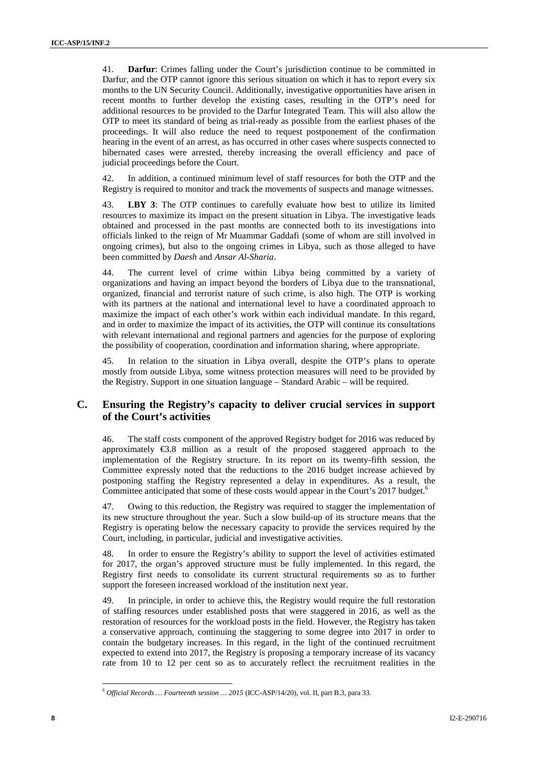41. **Darfur**: Crimes falling under the Court's jurisdiction continue to be committed in Darfur, and the OTP cannot ignore this serious situation on which it has to report every six months to the UN Security Council. Additionally, investigative opportunities have arisen in recent months to further develop the existing cases, resulting in the OTP's need for additional resources to be provided to the Darfur Integrated Team. This will also allow the OTP to meet its standard of being as trial-ready as possible from the earliest phases of the proceedings. It will also reduce the need to request postponement of the confirmation hearing in the event of an arrest, as has occurred in other cases where suspects connected to hibernated cases were arrested, thereby increasing the overall efficiency and pace of judicial proceedings before the Court.

42. In addition, a continued minimum level of staff resources for both the OTP and the Registry is required to monitor and track the movements of suspects and manage witnesses.

43. **LBY 3**: The OTP continues to carefully evaluate how best to utilize its limited resources to maximize its impact on the present situation in Libya. The investigative leads obtained and processed in the past months are connected both to its investigations into officials linked to the reign of Mr Muammar Gaddafi (some of whom are still involved in ongoing crimes), but also to the ongoing crimes in Libya, such as those alleged to have been committed by *Daesh* and *Ansar Al-Sharia*.

44. The current level of crime within Libya being committed by a variety of organizations and having an impact beyond the borders of Libya due to the transnational, organized, financial and terrorist nature of such crime, is also high. The OTP is working with its partners at the national and international level to have a coordinated approach to maximize the impact of each other's work within each individual mandate. In this regard, and in order to maximize the impact of its activities, the OTP will continue its consultations with relevant international and regional partners and agencies for the purpose of exploring the possibility of cooperation, coordination and information sharing, where appropriate.

45. In relation to the situation in Libya overall, despite the OTP's plans to operate mostly from outside Libya, some witness protection measures will need to be provided by the Registry. Support in one situation language – Standard Arabic – will be required.

## C. Ensuring the Registry's capacity to deliver crucial services in support of the Court's activities

46. The staff costs component of the approved Registry budget for 2016 was reduced by approximately €3.8 million as a result of the proposed staggered approach to the implementation of the Registry structure. In its report on its twenty-fifth session, the Committee expressly noted that the reductions to the 2016 budget increase achieved by postponing staffing the Registry represented a delay in expenditures. As a result, the Committee anticipated that some of these costs would appear in the Court's 2017 budget.[6]

47. Owing to this reduction, the Registry was required to stagger the implementation of its new structure throughout the year. Such a slow build-up of its structure means that the Registry is operating below the necessary capacity to provide the services required by the Court, including, in particular, judicial and investigative activities.

48. In order to ensure the Registry's ability to support the level of activities estimated for 2017, the organ's approved structure must be fully implemented. In this regard, the Registry first needs to consolidate its current structural requirements so as to further support the foreseen increased workload of the institution next year.

49. In principle, in order to achieve this, the Registry would require the full restoration of staffing resources under established posts that were staggered in 2016, as well as the restoration of resources for the workload posts in the field. However, the Registry has taken a conservative approach, continuing the staggering to some degree into 2017 in order to contain the budgetary increases. In this regard, in the light of the continued recruitment expected to extend into 2017, the Registry is proposing a temporary increase of its vacancy rate from 10 to 12 per cent so as to accurately reflect the recruitment realities in the

[6] *Official Records … Fourteenth session … 2015* (ICC-ASP/14/20), vol. II, part B.3, para 33.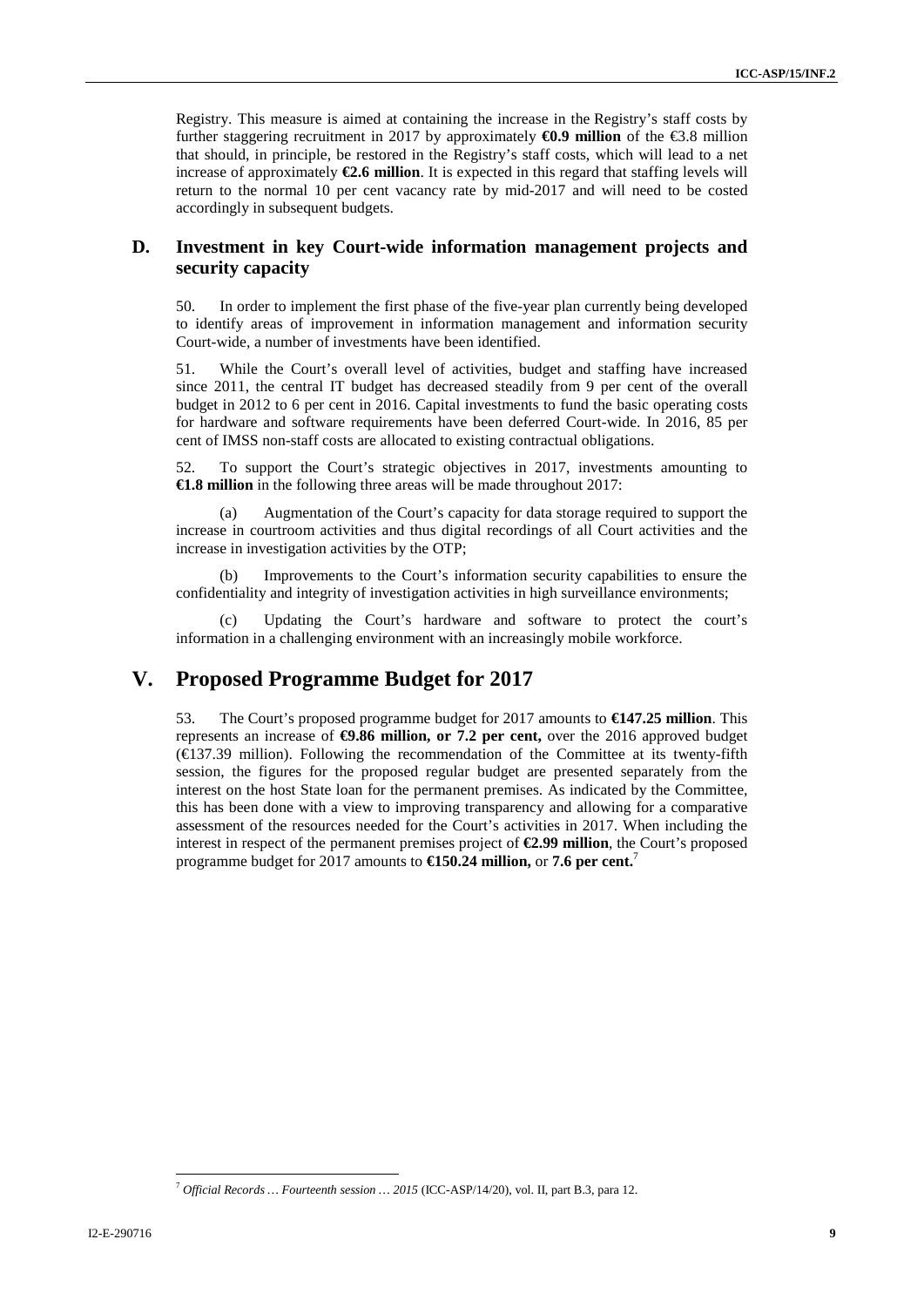Registry. This measure is aimed at containing the increase in the Registry's staff costs by further staggering recruitment in 2017 by approximately **€0.9 million** of the €3.8 million that should, in principle, be restored in the Registry's staff costs, which will lead to a net increase of approximately **€2.6 million**. It is expected in this regard that staffing levels will return to the normal 10 per cent vacancy rate by mid-2017 and will need to be costed accordingly in subsequent budgets.

## D. Investment in key Court-wide information management projects and security capacity

50. In order to implement the first phase of the five-year plan currently being developed to identify areas of improvement in information management and information security Court-wide, a number of investments have been identified.

51. While the Court's overall level of activities, budget and staffing have increased since 2011, the central IT budget has decreased steadily from 9 per cent of the overall budget in 2012 to 6 per cent in 2016. Capital investments to fund the basic operating costs for hardware and software requirements have been deferred Court-wide. In 2016, 85 per cent of IMSS non-staff costs are allocated to existing contractual obligations.

52. To support the Court's strategic objectives in 2017, investments amounting to **€1.8 million** in the following three areas will be made throughout 2017:

(a) Augmentation of the Court's capacity for data storage required to support the increase in courtroom activities and thus digital recordings of all Court activities and the increase in investigation activities by the OTP;

(b) Improvements to the Court's information security capabilities to ensure the confidentiality and integrity of investigation activities in high surveillance environments;

(c) Updating the Court's hardware and software to protect the court's information in a challenging environment with an increasingly mobile workforce.

# V. Proposed Programme Budget for 2017

53. The Court's proposed programme budget for 2017 amounts to **€147.25 million**. This represents an increase of **€9.86 million, or 7.2 per cent,** over the 2016 approved budget (€137.39 million). Following the recommendation of the Committee at its twenty-fifth session, the figures for the proposed regular budget are presented separately from the interest on the host State loan for the permanent premises. As indicated by the Committee, this has been done with a view to improving transparency and allowing for a comparative assessment of the resources needed for the Court's activities in 2017. When including the interest in respect of the permanent premises project of **€2.99 million**, the Court's proposed programme budget for 2017 amounts to **€150.24 million,** or **7.6 per cent.**[7]

[7] *Official Records … Fourteenth session … 2015* (ICC-ASP/14/20), vol. II, part B.3, para 12.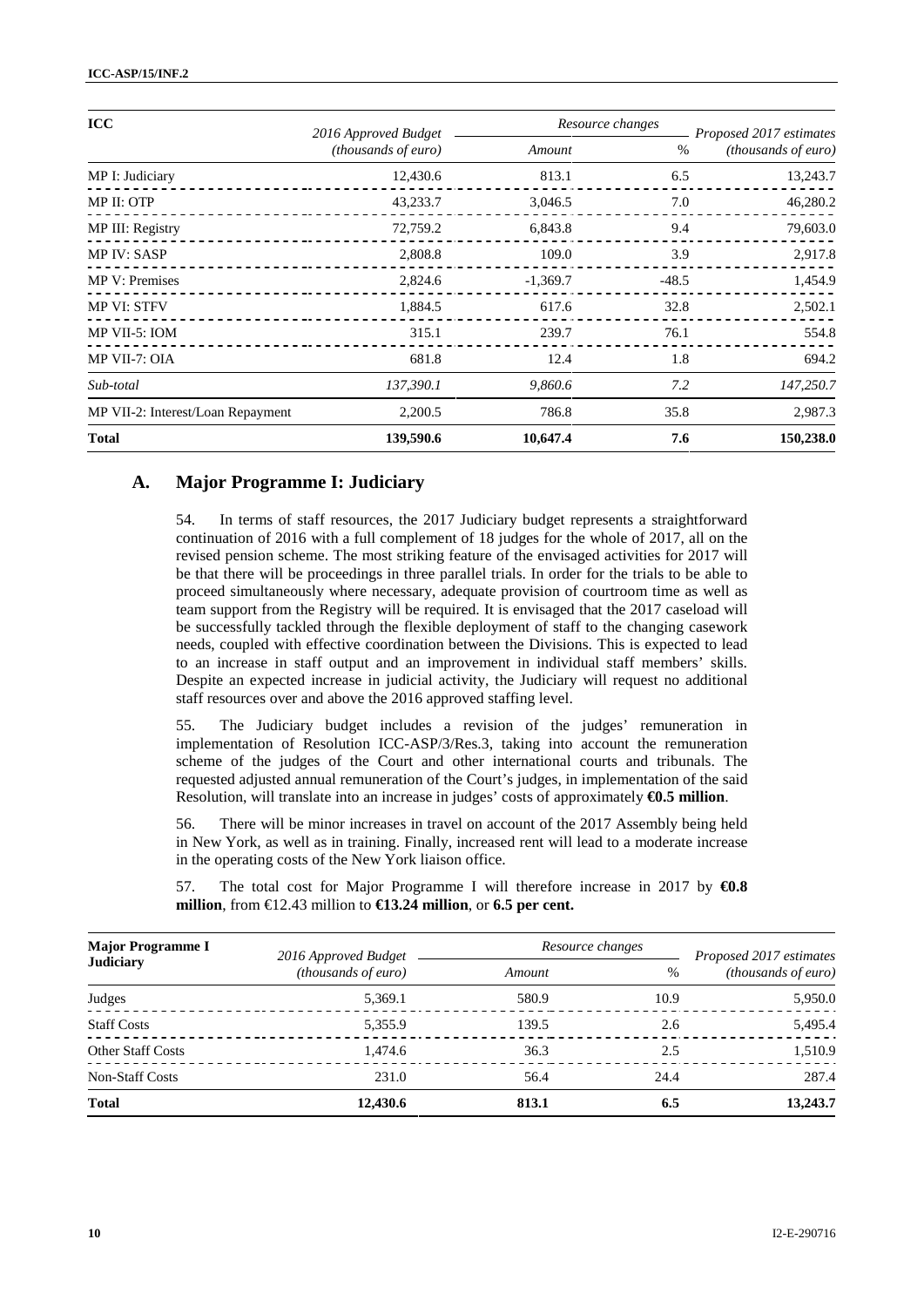| ICC | 2016 Approved Budget (thousands of euro) | Resource changes | | Proposed 2017 estimates (thousands of euro) |
|---|---|---|---|---|
| | | Amount | % | |
| MP I: Judiciary | 12,430.6 | 813.1 | 6.5 | 13,243.7 |
| MP II: OTP | 43,233.7 | 3,046.5 | 7.0 | 46,280.2 |
| MP III: Registry | 72,759.2 | 6,843.8 | 9.4 | 79,603.0 |
| MP IV: SASP | 2,808.8 | 109.0 | 3.9 | 2,917.8 |
| MP V: Premises | 2,824.6 | -1,369.7 | -48.5 | 1,454.9 |
| MP VI: STFV | 1,884.5 | 617.6 | 32.8 | 2,502.1 |
| MP VII-5: IOM | 315.1 | 239.7 | 76.1 | 554.8 |
| MP VII-7: OIA | 681.8 | 12.4 | 1.8 | 694.2 |
| *Sub-total* | *137,390.1* | *9,860.6* | *7.2* | *147,250.7* |
| MP VII-2: Interest/Loan Repayment | 2,200.5 | 786.8 | 35.8 | 2,987.3 |
| **Total** | **139,590.6** | **10,647.4** | **7.6** | **150,238.0** |

## A. Major Programme I: Judiciary

54. In terms of staff resources, the 2017 Judiciary budget represents a straightforward continuation of 2016 with a full complement of 18 judges for the whole of 2017, all on the revised pension scheme. The most striking feature of the envisaged activities for 2017 will be that there will be proceedings in three parallel trials. In order for the trials to be able to proceed simultaneously where necessary, adequate provision of courtroom time as well as team support from the Registry will be required. It is envisaged that the 2017 caseload will be successfully tackled through the flexible deployment of staff to the changing casework needs, coupled with effective coordination between the Divisions. This is expected to lead to an increase in staff output and an improvement in individual staff members' skills. Despite an expected increase in judicial activity, the Judiciary will request no additional staff resources over and above the 2016 approved staffing level.

55. The Judiciary budget includes a revision of the judges' remuneration in implementation of Resolution ICC-ASP/3/Res.3, taking into account the remuneration scheme of the judges of the Court and other international courts and tribunals. The requested adjusted annual remuneration of the Court's judges, in implementation of the said Resolution, will translate into an increase in judges' costs of approximately **€0.5 million**.

56. There will be minor increases in travel on account of the 2017 Assembly being held in New York, as well as in training. Finally, increased rent will lead to a moderate increase in the operating costs of the New York liaison office.

57. The total cost for Major Programme I will therefore increase in 2017 by **€0.8 million**, from €12.43 million to **€13.24 million**, or **6.5 per cent.**

| Major Programme I Judiciary | 2016 Approved Budget (thousands of euro) | Resource changes | | Proposed 2017 estimates (thousands of euro) |
|---|---|---|---|---|
| | | Amount | % | |
| Judges | 5,369.1 | 580.9 | 10.9 | 5,950.0 |
| Staff Costs | 5,355.9 | 139.5 | 2.6 | 5,495.4 |
| Other Staff Costs | 1,474.6 | 36.3 | 2.5 | 1,510.9 |
| Non-Staff Costs | 231.0 | 56.4 | 24.4 | 287.4 |
| **Total** | **12,430.6** | **813.1** | **6.5** | **13,243.7** |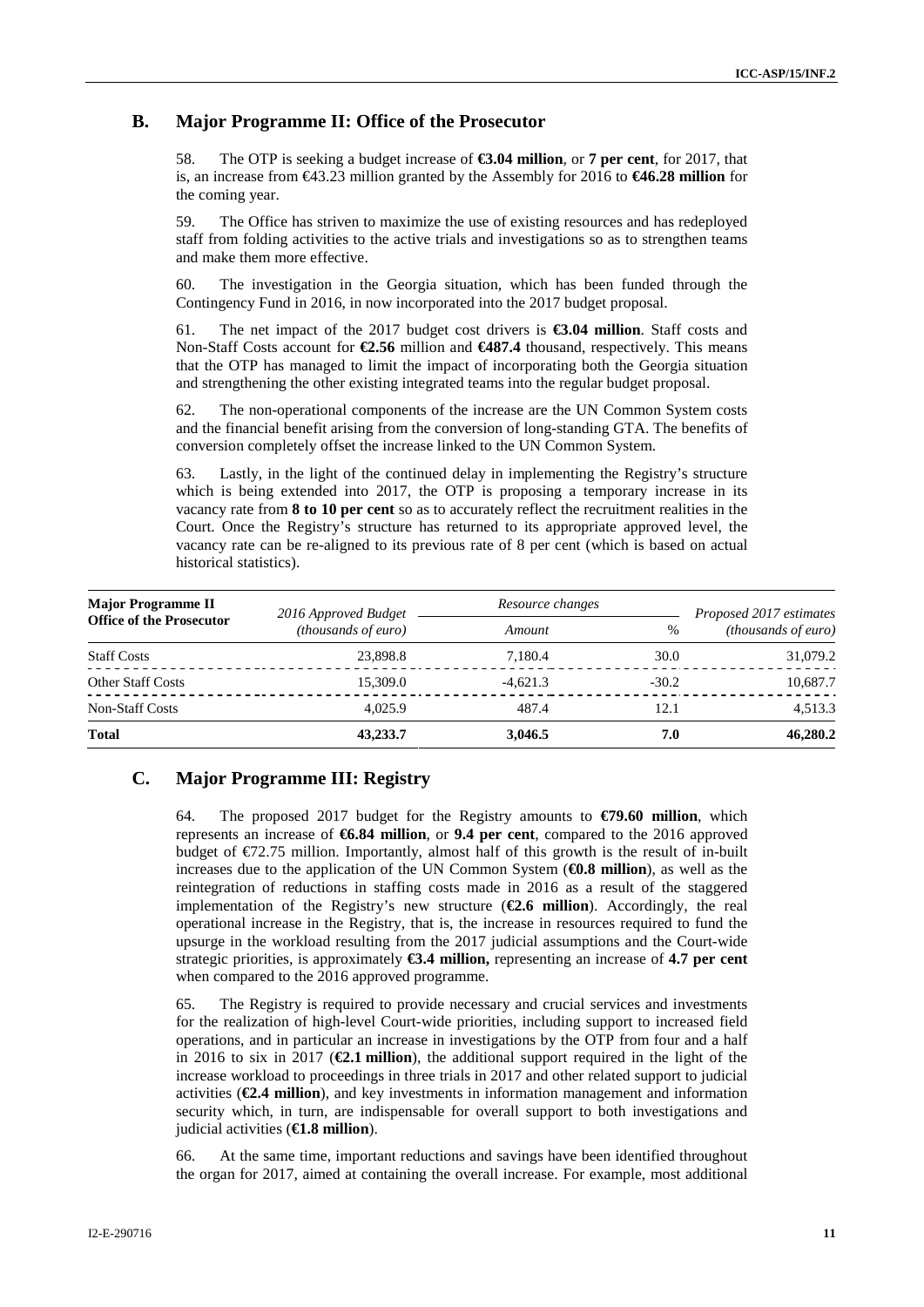## B. Major Programme II: Office of the Prosecutor

58. The OTP is seeking a budget increase of **€3.04 million**, or **7 per cent**, for 2017, that is, an increase from €43.23 million granted by the Assembly for 2016 to **€46.28 million** for the coming year.

59. The Office has striven to maximize the use of existing resources and has redeployed staff from folding activities to the active trials and investigations so as to strengthen teams and make them more effective.

60. The investigation in the Georgia situation, which has been funded through the Contingency Fund in 2016, in now incorporated into the 2017 budget proposal.

61. The net impact of the 2017 budget cost drivers is **€3.04 million**. Staff costs and Non-Staff Costs account for **€2.56** million and **€487.4** thousand, respectively. This means that the OTP has managed to limit the impact of incorporating both the Georgia situation and strengthening the other existing integrated teams into the regular budget proposal.

62. The non-operational components of the increase are the UN Common System costs and the financial benefit arising from the conversion of long-standing GTA. The benefits of conversion completely offset the increase linked to the UN Common System.

63. Lastly, in the light of the continued delay in implementing the Registry's structure which is being extended into 2017, the OTP is proposing a temporary increase in its vacancy rate from **8 to 10 per cent** so as to accurately reflect the recruitment realities in the Court. Once the Registry's structure has returned to its appropriate approved level, the vacancy rate can be re-aligned to its previous rate of 8 per cent (which is based on actual historical statistics).

| Major Programme II Office of the Prosecutor | 2016 Approved Budget *(thousands of euro)* | *Resource changes* | | Proposed 2017 estimates *(thousands of euro)* |
|---|---|---|---|---|
| | | *Amount* | *%* | |
| Staff Costs | 23,898.8 | 7,180.4 | 30.0 | 31,079.2 |
| Other Staff Costs | 15,309.0 | -4,621.3 | -30.2 | 10,687.7 |
| Non-Staff Costs | 4,025.9 | 487.4 | 12.1 | 4,513.3 |
| **Total** | **43,233.7** | **3,046.5** | **7.0** | **46,280.2** |

## C. Major Programme III: Registry

64. The proposed 2017 budget for the Registry amounts to **€79.60 million**, which represents an increase of **€6.84 million**, or **9.4 per cent**, compared to the 2016 approved budget of €72.75 million. Importantly, almost half of this growth is the result of in-built increases due to the application of the UN Common System (**€0.8 million**), as well as the reintegration of reductions in staffing costs made in 2016 as a result of the staggered implementation of the Registry's new structure (**€2.6 million**). Accordingly, the real operational increase in the Registry, that is, the increase in resources required to fund the upsurge in the workload resulting from the 2017 judicial assumptions and the Court-wide strategic priorities, is approximately **€3.4 million,** representing an increase of **4.7 per cent** when compared to the 2016 approved programme.

65. The Registry is required to provide necessary and crucial services and investments for the realization of high-level Court-wide priorities, including support to increased field operations, and in particular an increase in investigations by the OTP from four and a half in 2016 to six in 2017 (**€2.1 million**), the additional support required in the light of the increase workload to proceedings in three trials in 2017 and other related support to judicial activities (**€2.4 million**), and key investments in information management and information security which, in turn, are indispensable for overall support to both investigations and judicial activities (**€1.8 million**).

66. At the same time, important reductions and savings have been identified throughout the organ for 2017, aimed at containing the overall increase. For example, most additional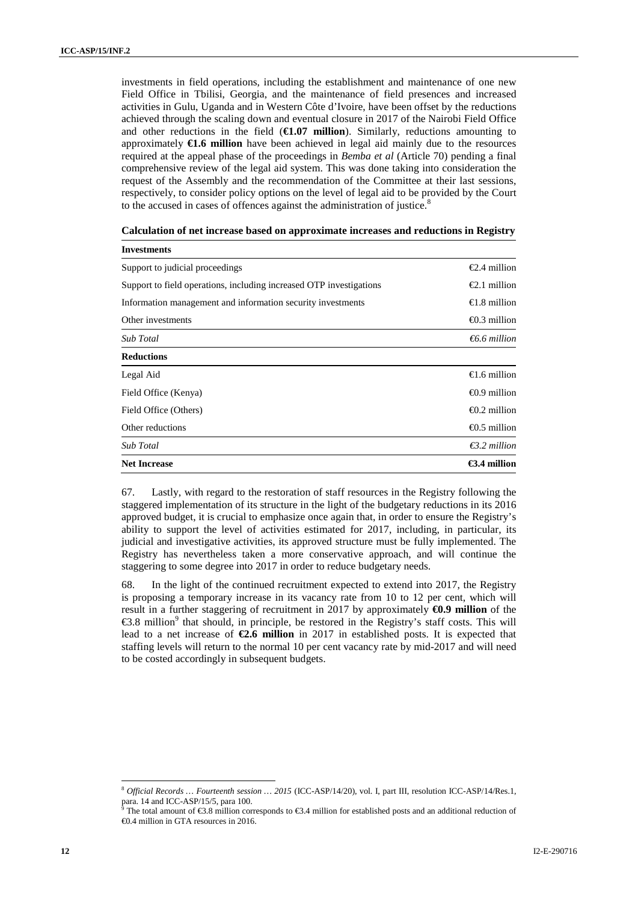investments in field operations, including the establishment and maintenance of one new Field Office in Tbilisi, Georgia, and the maintenance of field presences and increased activities in Gulu, Uganda and in Western Côte d'Ivoire, have been offset by the reductions achieved through the scaling down and eventual closure in 2017 of the Nairobi Field Office and other reductions in the field (**€1.07 million**). Similarly, reductions amounting to approximately **€1.6 million** have been achieved in legal aid mainly due to the resources required at the appeal phase of the proceedings in *Bemba et al* (Article 70) pending a final comprehensive review of the legal aid system. This was done taking into consideration the request of the Assembly and the recommendation of the Committee at their last sessions, respectively, to consider policy options on the level of legal aid to be provided by the Court to the accused in cases of offences against the administration of justice.[8]

**Calculation of net increase based on approximate increases and reductions in Registry**

| | |
|---|---|
| **Investments** | |
| Support to judicial proceedings | €2.4 million |
| Support to field operations, including increased OTP investigations | €2.1 million |
| Information management and information security investments | €1.8 million |
| Other investments | €0.3 million |
| *Sub Total* | *€6.6 million* |
| **Reductions** | |
| Legal Aid | €1.6 million |
| Field Office (Kenya) | €0.9 million |
| Field Office (Others) | €0.2 million |
| Other reductions | €0.5 million |
| *Sub Total* | *€3.2 million* |
| **Net Increase** | **€3.4 million** |

67. Lastly, with regard to the restoration of staff resources in the Registry following the staggered implementation of its structure in the light of the budgetary reductions in its 2016 approved budget, it is crucial to emphasize once again that, in order to ensure the Registry's ability to support the level of activities estimated for 2017, including, in particular, its judicial and investigative activities, its approved structure must be fully implemented. The Registry has nevertheless taken a more conservative approach, and will continue the staggering to some degree into 2017 in order to reduce budgetary needs.

68. In the light of the continued recruitment expected to extend into 2017, the Registry is proposing a temporary increase in its vacancy rate from 10 to 12 per cent, which will result in a further staggering of recruitment in 2017 by approximately **€0.9 million** of the €3.8 million[9] that should, in principle, be restored in the Registry's staff costs. This will lead to a net increase of **€2.6 million** in 2017 in established posts. It is expected that staffing levels will return to the normal 10 per cent vacancy rate by mid-2017 and will need to be costed accordingly in subsequent budgets.

---

[8] *Official Records … Fourteenth session … 2015* (ICC-ASP/14/20), vol. I, part III, resolution ICC-ASP/14/Res.1, para. 14 and ICC-ASP/15/5, para 100.

[9] The total amount of €3.8 million corresponds to €3.4 million for established posts and an additional reduction of €0.4 million in GTA resources in 2016.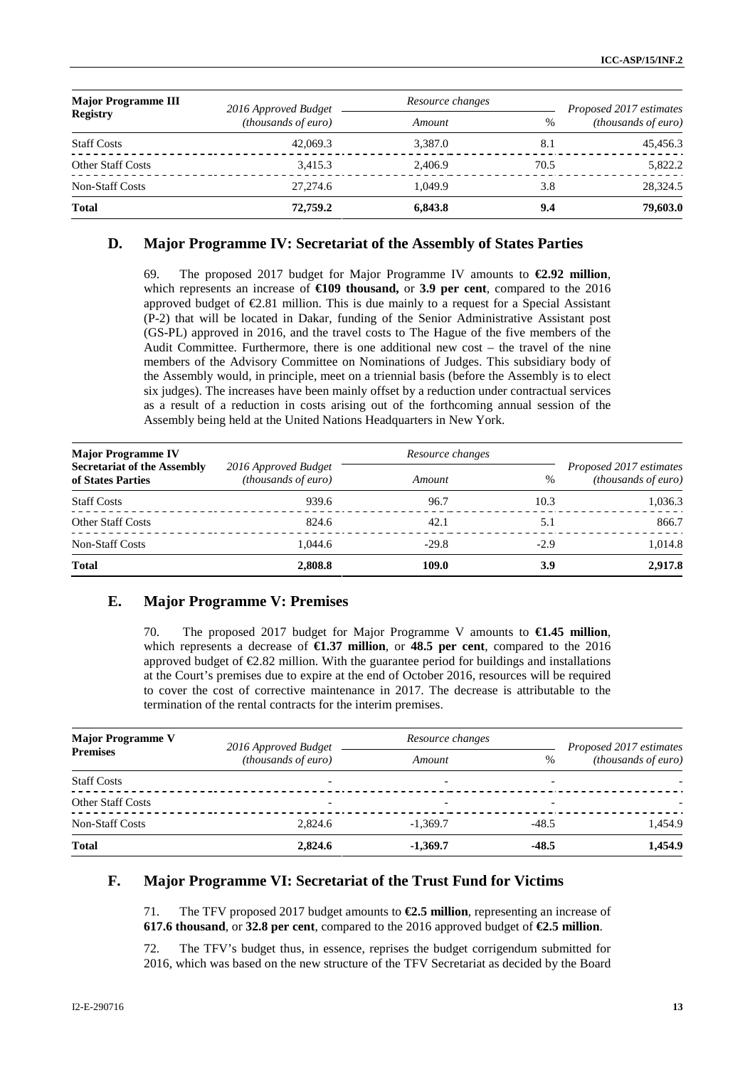| Major Programme III Registry | 2016 Approved Budget *(thousands of euro)* | *Resource changes* | | Proposed 2017 estimates *(thousands of euro)* |
|---|---|---|---|---|
| | | *Amount* | *%* | |
| Staff Costs | 42,069.3 | 3,387.0 | 8.1 | 45,456.3 |
| Other Staff Costs | 3,415.3 | 2,406.9 | 70.5 | 5,822.2 |
| Non-Staff Costs | 27,274.6 | 1,049.9 | 3.8 | 28,324.5 |
| **Total** | **72,759.2** | **6,843.8** | **9.4** | **79,603.0** |

## D. Major Programme IV: Secretariat of the Assembly of States Parties

69. The proposed 2017 budget for Major Programme IV amounts to **€2.92 million**, which represents an increase of **€109 thousand,** or **3.9 per cent**, compared to the 2016 approved budget of €2.81 million. This is due mainly to a request for a Special Assistant (P-2) that will be located in Dakar, funding of the Senior Administrative Assistant post (GS-PL) approved in 2016, and the travel costs to The Hague of the five members of the Audit Committee. Furthermore, there is one additional new cost – the travel of the nine members of the Advisory Committee on Nominations of Judges. This subsidiary body of the Assembly would, in principle, meet on a triennial basis (before the Assembly is to elect six judges). The increases have been mainly offset by a reduction under contractual services as a result of a reduction in costs arising out of the forthcoming annual session of the Assembly being held at the United Nations Headquarters in New York.

| Major Programme IV Secretariat of the Assembly of States Parties | 2016 Approved Budget *(thousands of euro)* | *Resource changes* | | Proposed 2017 estimates *(thousands of euro)* |
|---|---|---|---|---|
| | | *Amount* | *%* | |
| Staff Costs | 939.6 | 96.7 | 10.3 | 1,036.3 |
| Other Staff Costs | 824.6 | 42.1 | 5.1 | 866.7 |
| Non-Staff Costs | 1,044.6 | -29.8 | -2.9 | 1,014.8 |
| **Total** | **2,808.8** | **109.0** | **3.9** | **2,917.8** |

## E. Major Programme V: Premises

70. The proposed 2017 budget for Major Programme V amounts to **€1.45 million**, which represents a decrease of **€1.37 million**, or **48.5 per cent**, compared to the 2016 approved budget of €2.82 million. With the guarantee period for buildings and installations at the Court's premises due to expire at the end of October 2016, resources will be required to cover the cost of corrective maintenance in 2017. The decrease is attributable to the termination of the rental contracts for the interim premises.

| Major Programme V Premises | 2016 Approved Budget *(thousands of euro)* | *Resource changes* | | Proposed 2017 estimates *(thousands of euro)* |
|---|---|---|---|---|
| | | *Amount* | *%* | |
| Staff Costs | - | - | - | - |
| Other Staff Costs | - | - | - | - |
| Non-Staff Costs | 2,824.6 | -1,369.7 | -48.5 | 1,454.9 |
| **Total** | **2,824.6** | **-1,369.7** | **-48.5** | **1,454.9** |

## F. Major Programme VI: Secretariat of the Trust Fund for Victims

71. The TFV proposed 2017 budget amounts to **€2.5 million**, representing an increase of **617.6 thousand**, or **32.8 per cent**, compared to the 2016 approved budget of **€2.5 million**.

72. The TFV's budget thus, in essence, reprises the budget corrigendum submitted for 2016, which was based on the new structure of the TFV Secretariat as decided by the Board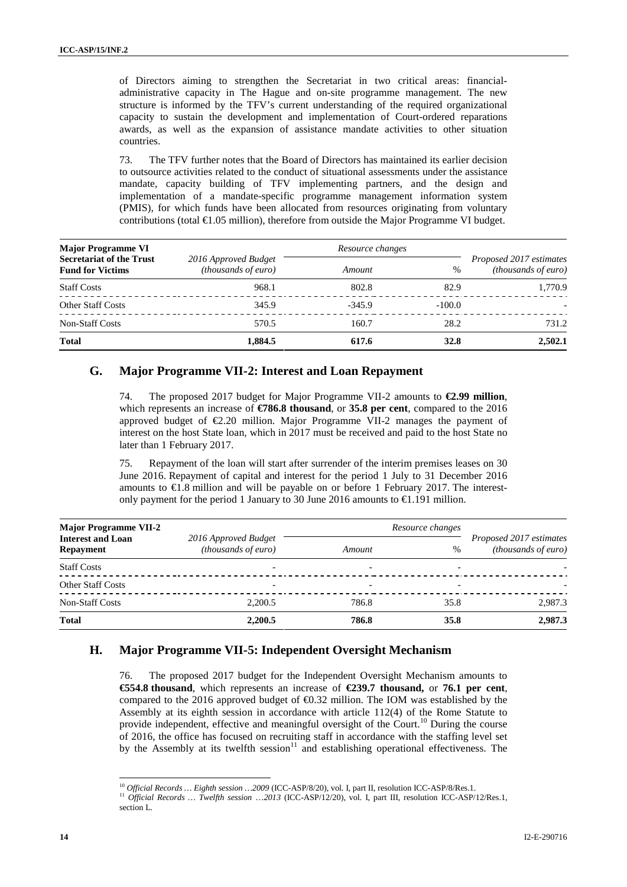of Directors aiming to strengthen the Secretariat in two critical areas: financial-administrative capacity in The Hague and on-site programme management. The new structure is informed by the TFV's current understanding of the required organizational capacity to sustain the development and implementation of Court-ordered reparations awards, as well as the expansion of assistance mandate activities to other situation countries.

73. The TFV further notes that the Board of Directors has maintained its earlier decision to outsource activities related to the conduct of situational assessments under the assistance mandate, capacity building of TFV implementing partners, and the design and implementation of a mandate-specific programme management information system (PMIS), for which funds have been allocated from resources originating from voluntary contributions (total €1.05 million), therefore from outside the Major Programme VI budget.

| Major Programme VI Secretariat of the Trust Fund for Victims | 2016 Approved Budget (thousands of euro) | Resource changes | | Proposed 2017 estimates (thousands of euro) |
|---|---|---|---|---|
| | | Amount | % | |
| Staff Costs | 968.1 | 802.8 | 82.9 | 1,770.9 |
| Other Staff Costs | 345.9 | -345.9 | -100.0 | - |
| Non-Staff Costs | 570.5 | 160.7 | 28.2 | 731.2 |
| **Total** | **1,884.5** | **617.6** | **32.8** | **2,502.1** |

## G. Major Programme VII-2: Interest and Loan Repayment

74. The proposed 2017 budget for Major Programme VII-2 amounts to **€2.99 million**, which represents an increase of **€786.8 thousand**, or **35.8 per cent**, compared to the 2016 approved budget of €2.20 million. Major Programme VII-2 manages the payment of interest on the host State loan, which in 2017 must be received and paid to the host State no later than 1 February 2017.

75. Repayment of the loan will start after surrender of the interim premises leases on 30 June 2016. Repayment of capital and interest for the period 1 July to 31 December 2016 amounts to €1.8 million and will be payable on or before 1 February 2017. The interest-only payment for the period 1 January to 30 June 2016 amounts to €1.191 million.

| Major Programme VII-2 Interest and Loan Repayment | 2016 Approved Budget (thousands of euro) | Resource changes | | Proposed 2017 estimates (thousands of euro) |
|---|---|---|---|---|
| | | Amount | % | |
| Staff Costs | - | - | - | - |
| Other Staff Costs | - | - | - | - |
| Non-Staff Costs | 2,200.5 | 786.8 | 35.8 | 2,987.3 |
| **Total** | **2,200.5** | **786.8** | **35.8** | **2,987.3** |

## H. Major Programme VII-5: Independent Oversight Mechanism

76. The proposed 2017 budget for the Independent Oversight Mechanism amounts to **€554.8 thousand**, which represents an increase of **€239.7 thousand,** or **76.1 per cent**, compared to the 2016 approved budget of €0.32 million. The IOM was established by the Assembly at its eighth session in accordance with article 112(4) of the Rome Statute to provide independent, effective and meaningful oversight of the Court.[10] During the course of 2016, the office has focused on recruiting staff in accordance with the staffing level set by the Assembly at its twelfth session[11] and establishing operational effectiveness. The

[10] *Official Records … Eighth session …2009* (ICC-ASP/8/20), vol. I, part II, resolution ICC-ASP/8/Res.1.

[11] *Official Records … Twelfth session …2013* (ICC-ASP/12/20), vol. I, part III, resolution ICC-ASP/12/Res.1, section L.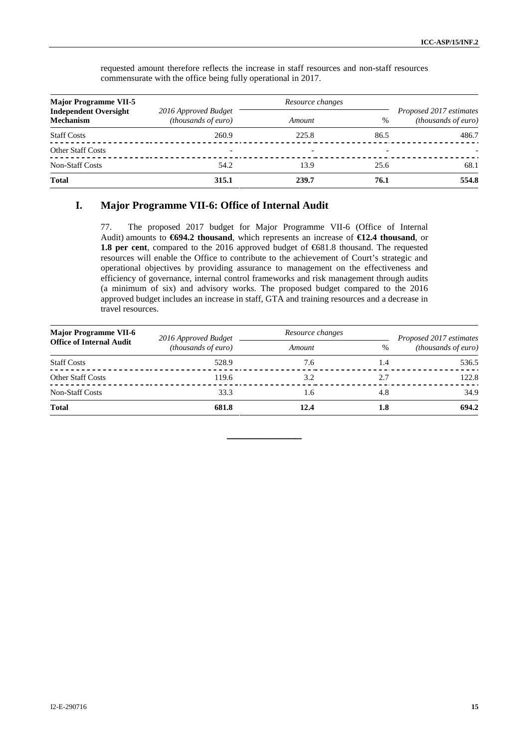requested amount therefore reflects the increase in staff resources and non-staff resources commensurate with the office being fully operational in 2017.

| **Major Programme VII-5 Independent Oversight Mechanism** | *2016 Approved Budget (thousands of euro)* | *Resource changes* | | *Proposed 2017 estimates (thousands of euro)* |
|---|---|---|---|---|
| | | *Amount* | *%* | |
| Staff Costs | 260.9 | 225.8 | 86.5 | 486.7 |
| Other Staff Costs | - | - | - | - |
| Non-Staff Costs | 54.2 | 13.9 | 25.6 | 68.1 |
| **Total** | **315.1** | **239.7** | **76.1** | **554.8** |

## I. Major Programme VII-6: Office of Internal Audit

77. The proposed 2017 budget for Major Programme VII-6 (Office of Internal Audit) amounts to **€694.2 thousand**, which represents an increase of **€12.4 thousand**, or **1.8 per cent**, compared to the 2016 approved budget of €681.8 thousand. The requested resources will enable the Office to contribute to the achievement of Court's strategic and operational objectives by providing assurance to management on the effectiveness and efficiency of governance, internal control frameworks and risk management through audits (a minimum of six) and advisory works. The proposed budget compared to the 2016 approved budget includes an increase in staff, GTA and training resources and a decrease in travel resources.

| **Major Programme VII-6 Office of Internal Audit** | *2016 Approved Budget (thousands of euro)* | *Resource changes* | | *Proposed 2017 estimates (thousands of euro)* |
|---|---|---|---|---|
| | | *Amount* | *%* | |
| Staff Costs | 528.9 | 7.6 | 1.4 | 536.5 |
| Other Staff Costs | 119.6 | 3.2 | 2.7 | 122.8 |
| Non-Staff Costs | 33.3 | 1.6 | 4.8 | 34.9 |
| **Total** | **681.8** | **12.4** | **1.8** | **694.2** |

---